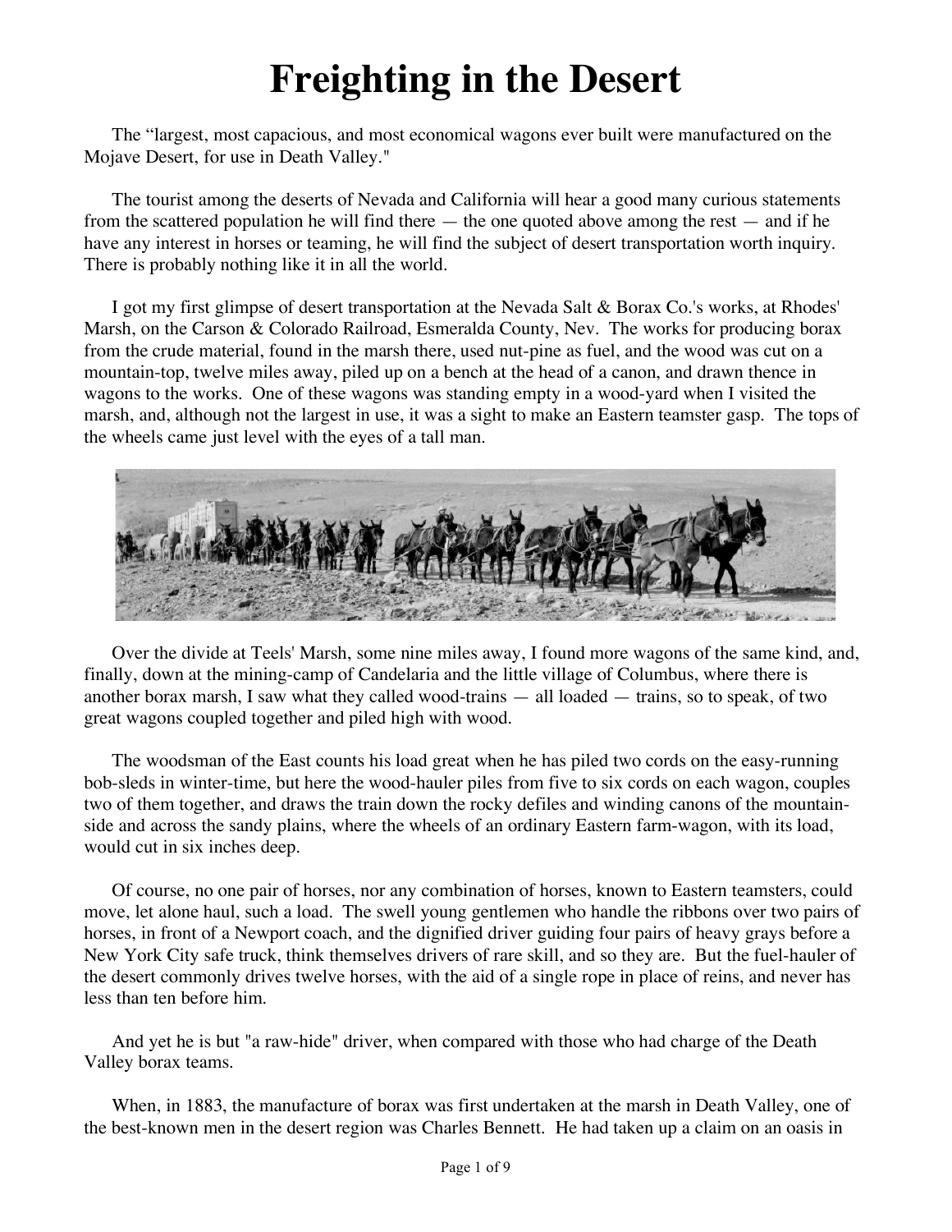# Freighting in the Desert

The "largest, most capacious, and most economical wagons ever built were manufactured on the Mojave Desert, for use in Death Valley."

The tourist among the deserts of Nevada and California will hear a good many curious statements from the scattered population he will find there — the one quoted above among the rest — and if he have any interest in horses or teaming, he will find the subject of desert transportation worth inquiry. There is probably nothing like it in all the world.

I got my first glimpse of desert transportation at the Nevada Salt & Borax Co.'s works, at Rhodes' Marsh, on the Carson & Colorado Railroad, Esmeralda County, Nev. The works for producing borax from the crude material, found in the marsh there, used nut-pine as fuel, and the wood was cut on a mountain-top, twelve miles away, piled up on a bench at the head of a canon, and drawn thence in wagons to the works. One of these wagons was standing empty in a wood-yard when I visited the marsh, and, although not the largest in use, it was a sight to make an Eastern teamster gasp. The tops of the wheels came just level with the eyes of a tall man.

Over the divide at Teels' Marsh, some nine miles away, I found more wagons of the same kind, and, finally, down at the mining-camp of Candelaria and the little village of Columbus, where there is another borax marsh, I saw what they called wood-trains — all loaded — trains, so to speak, of two great wagons coupled together and piled high with wood.

The woodsman of the East counts his load great when he has piled two cords on the easy-running bob-sleds in winter-time, but here the wood-hauler piles from five to six cords on each wagon, couples two of them together, and draws the train down the rocky defiles and winding canons of the mountain-side and across the sandy plains, where the wheels of an ordinary Eastern farm-wagon, with its load, would cut in six inches deep.

Of course, no one pair of horses, nor any combination of horses, known to Eastern teamsters, could move, let alone haul, such a load. The swell young gentlemen who handle the ribbons over two pairs of horses, in front of a Newport coach, and the dignified driver guiding four pairs of heavy grays before a New York City safe truck, think themselves drivers of rare skill, and so they are. But the fuel-hauler of the desert commonly drives twelve horses, with the aid of a single rope in place of reins, and never has less than ten before him.

And yet he is but "a raw-hide" driver, when compared with those who had charge of the Death Valley borax teams.

When, in 1883, the manufacture of borax was first undertaken at the marsh in Death Valley, one of the best-known men in the desert region was Charles Bennett. He had taken up a claim on an oasis in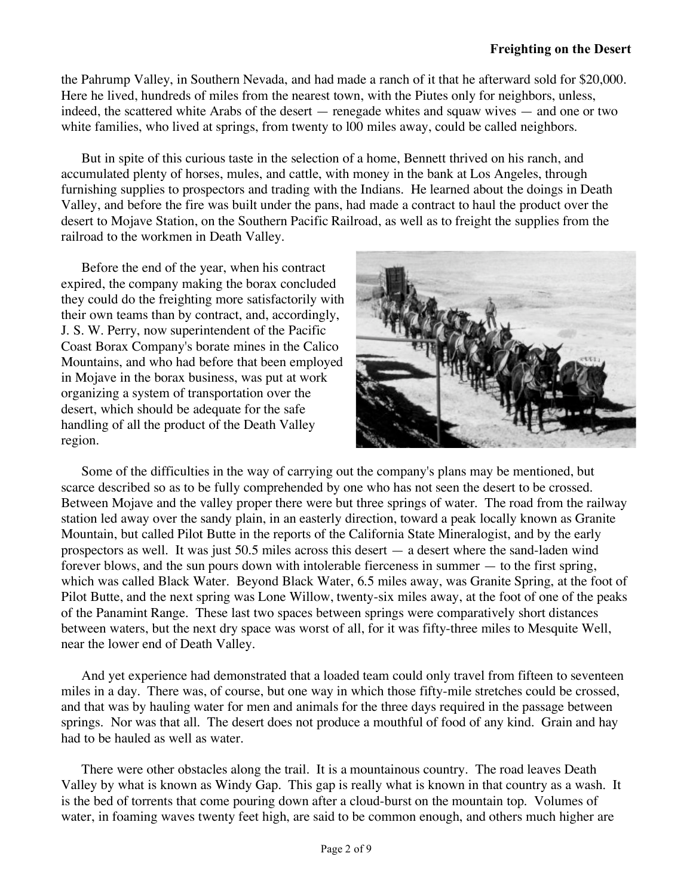the Pahrump Valley, in Southern Nevada, and had made a ranch of it that he afterward sold for $20,000. Here he lived, hundreds of miles from the nearest town, with the Piutes only for neighbors, unless, indeed, the scattered white Arabs of the desert — renegade whites and squaw wives — and one or two white families, who lived at springs, from twenty to l00 miles away, could be called neighbors.

But in spite of this curious taste in the selection of a home, Bennett thrived on his ranch, and accumulated plenty of horses, mules, and cattle, with money in the bank at Los Angeles, through furnishing supplies to prospectors and trading with the Indians. He learned about the doings in Death Valley, and before the fire was built under the pans, had made a contract to haul the product over the desert to Mojave Station, on the Southern Pacific Railroad, as well as to freight the supplies from the railroad to the workmen in Death Valley.

Before the end of the year, when his contract expired, the company making the borax concluded they could do the freighting more satisfactorily with their own teams than by contract, and, accordingly, J. S. W. Perry, now superintendent of the Pacific Coast Borax Company's borate mines in the Calico Mountains, and who had before that been employed in Mojave in the borax business, was put at work organizing a system of transportation over the desert, which should be adequate for the safe handling of all the product of the Death Valley region.

Some of the difficulties in the way of carrying out the company's plans may be mentioned, but scarce described so as to be fully comprehended by one who has not seen the desert to be crossed. Between Mojave and the valley proper there were but three springs of water. The road from the railway station led away over the sandy plain, in an easterly direction, toward a peak locally known as Granite Mountain, but called Pilot Butte in the reports of the California State Mineralogist, and by the early prospectors as well. It was just 50.5 miles across this desert — a desert where the sand-laden wind forever blows, and the sun pours down with intolerable fierceness in summer — to the first spring, which was called Black Water. Beyond Black Water, 6.5 miles away, was Granite Spring, at the foot of Pilot Butte, and the next spring was Lone Willow, twenty-six miles away, at the foot of one of the peaks of the Panamint Range. These last two spaces between springs were comparatively short distances between waters, but the next dry space was worst of all, for it was fifty-three miles to Mesquite Well, near the lower end of Death Valley.

And yet experience had demonstrated that a loaded team could only travel from fifteen to seventeen miles in a day. There was, of course, but one way in which those fifty-mile stretches could be crossed, and that was by hauling water for men and animals for the three days required in the passage between springs. Nor was that all. The desert does not produce a mouthful of food of any kind. Grain and hay had to be hauled as well as water.

There were other obstacles along the trail. It is a mountainous country. The road leaves Death Valley by what is known as Windy Gap. This gap is really what is known in that country as a wash. It is the bed of torrents that come pouring down after a cloud-burst on the mountain top. Volumes of water, in foaming waves twenty feet high, are said to be common enough, and others much higher are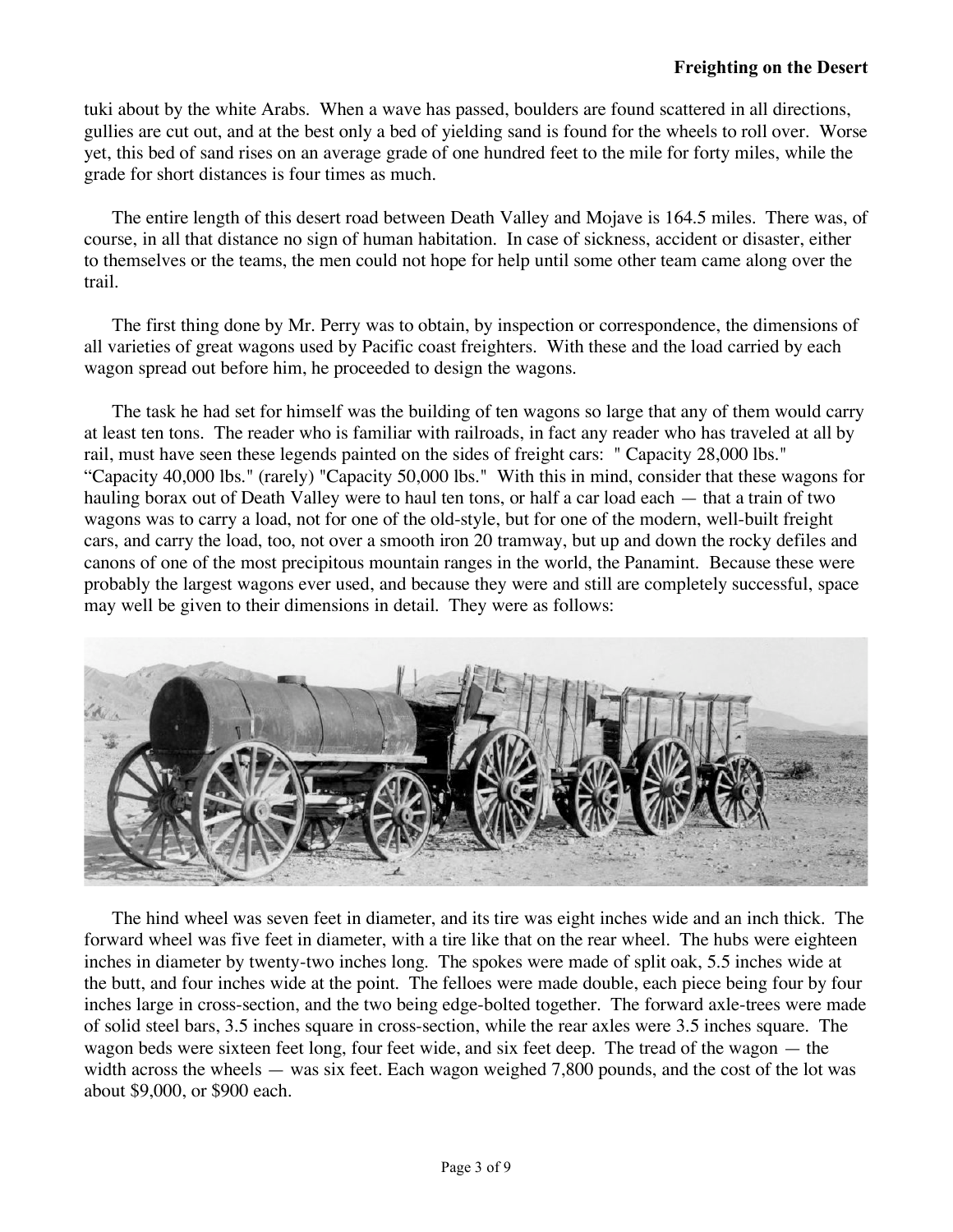tuki about by the white Arabs. When a wave has passed, boulders are found scattered in all directions, gullies are cut out, and at the best only a bed of yielding sand is found for the wheels to roll over. Worse yet, this bed of sand rises on an average grade of one hundred feet to the mile for forty miles, while the grade for short distances is four times as much.

The entire length of this desert road between Death Valley and Mojave is 164.5 miles. There was, of course, in all that distance no sign of human habitation. In case of sickness, accident or disaster, either to themselves or the teams, the men could not hope for help until some other team came along over the trail.

The first thing done by Mr. Perry was to obtain, by inspection or correspondence, the dimensions of all varieties of great wagons used by Pacific coast freighters. With these and the load carried by each wagon spread out before him, he proceeded to design the wagons.

The task he had set for himself was the building of ten wagons so large that any of them would carry at least ten tons. The reader who is familiar with railroads, in fact any reader who has traveled at all by rail, must have seen these legends painted on the sides of freight cars: " Capacity 28,000 lbs." "Capacity 40,000 lbs." (rarely) "Capacity 50,000 lbs." With this in mind, consider that these wagons for hauling borax out of Death Valley were to haul ten tons, or half a car load each — that a train of two wagons was to carry a load, not for one of the old-style, but for one of the modern, well-built freight cars, and carry the load, too, not over a smooth iron 20 tramway, but up and down the rocky defiles and canons of one of the most precipitous mountain ranges in the world, the Panamint. Because these were probably the largest wagons ever used, and because they were and still are completely successful, space may well be given to their dimensions in detail. They were as follows:

The hind wheel was seven feet in diameter, and its tire was eight inches wide and an inch thick. The forward wheel was five feet in diameter, with a tire like that on the rear wheel. The hubs were eighteen inches in diameter by twenty-two inches long. The spokes were made of split oak, 5.5 inches wide at the butt, and four inches wide at the point. The felloes were made double, each piece being four by four inches large in cross-section, and the two being edge-bolted together. The forward axle-trees were made of solid steel bars, 3.5 inches square in cross-section, while the rear axles were 3.5 inches square. The wagon beds were sixteen feet long, four feet wide, and six feet deep. The tread of the wagon — the width across the wheels — was six feet. Each wagon weighed 7,800 pounds, and the cost of the lot was about $9,000, or $900 each.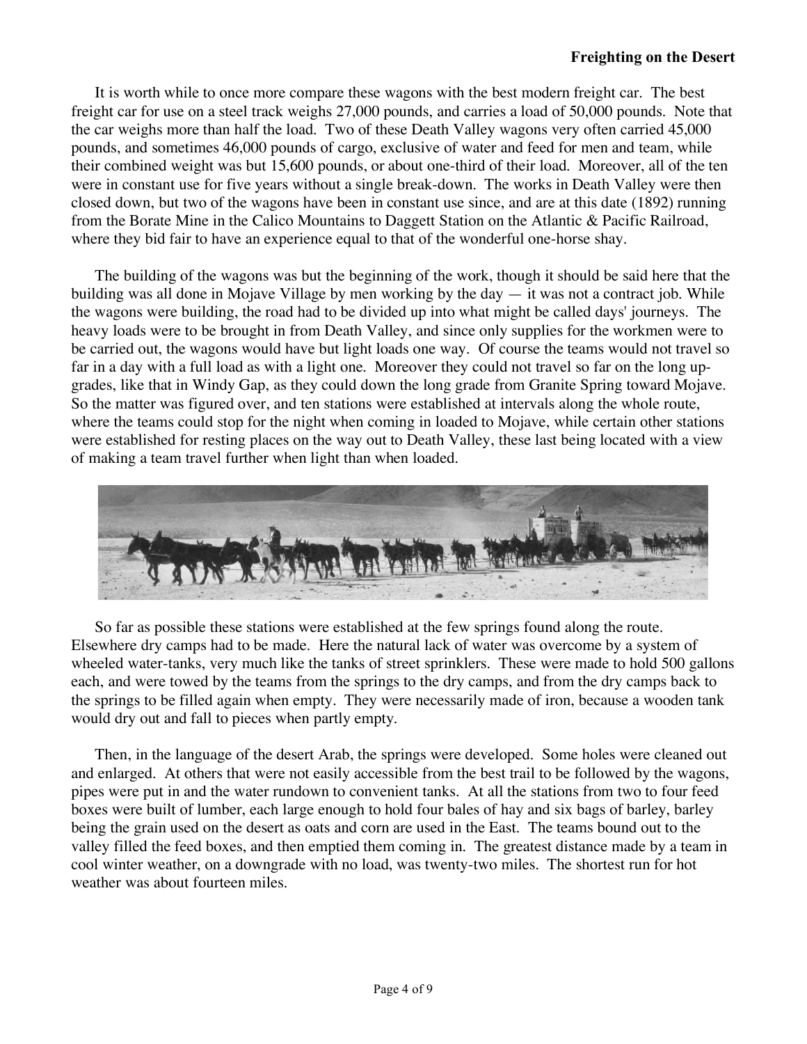It is worth while to once more compare these wagons with the best modern freight car. The best freight car for use on a steel track weighs 27,000 pounds, and carries a load of 50,000 pounds. Note that the car weighs more than half the load. Two of these Death Valley wagons very often carried 45,000 pounds, and sometimes 46,000 pounds of cargo, exclusive of water and feed for men and team, while their combined weight was but 15,600 pounds, or about one-third of their load. Moreover, all of the ten were in constant use for five years without a single break-down. The works in Death Valley were then closed down, but two of the wagons have been in constant use since, and are at this date (1892) running from the Borate Mine in the Calico Mountains to Daggett Station on the Atlantic & Pacific Railroad, where they bid fair to have an experience equal to that of the wonderful one-horse shay.

The building of the wagons was but the beginning of the work, though it should be said here that the building was all done in Mojave Village by men working by the day — it was not a contract job. While the wagons were building, the road had to be divided up into what might be called days' journeys. The heavy loads were to be brought in from Death Valley, and since only supplies for the workmen were to be carried out, the wagons would have but light loads one way. Of course the teams would not travel so far in a day with a full load as with a light one. Moreover they could not travel so far on the long up-grades, like that in Windy Gap, as they could down the long grade from Granite Spring toward Mojave. So the matter was figured over, and ten stations were established at intervals along the whole route, where the teams could stop for the night when coming in loaded to Mojave, while certain other stations were established for resting places on the way out to Death Valley, these last being located with a view of making a team travel further when light than when loaded.

So far as possible these stations were established at the few springs found along the route. Elsewhere dry camps had to be made. Here the natural lack of water was overcome by a system of wheeled water-tanks, very much like the tanks of street sprinklers. These were made to hold 500 gallons each, and were towed by the teams from the springs to the dry camps, and from the dry camps back to the springs to be filled again when empty. They were necessarily made of iron, because a wooden tank would dry out and fall to pieces when partly empty.

Then, in the language of the desert Arab, the springs were developed. Some holes were cleaned out and enlarged. At others that were not easily accessible from the best trail to be followed by the wagons, pipes were put in and the water rundown to convenient tanks. At all the stations from two to four feed boxes were built of lumber, each large enough to hold four bales of hay and six bags of barley, barley being the grain used on the desert as oats and corn are used in the East. The teams bound out to the valley filled the feed boxes, and then emptied them coming in. The greatest distance made by a team in cool winter weather, on a downgrade with no load, was twenty-two miles. The shortest run for hot weather was about fourteen miles.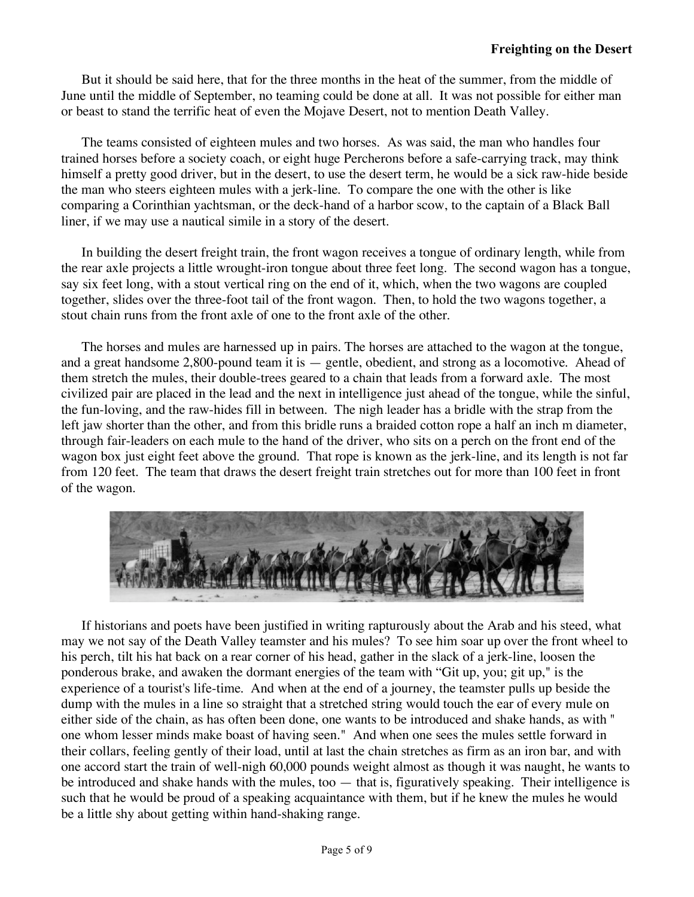But it should be said here, that for the three months in the heat of the summer, from the middle of June until the middle of September, no teaming could be done at all. It was not possible for either man or beast to stand the terrific heat of even the Mojave Desert, not to mention Death Valley.

The teams consisted of eighteen mules and two horses. As was said, the man who handles four trained horses before a society coach, or eight huge Percherons before a safe-carrying track, may think himself a pretty good driver, but in the desert, to use the desert term, he would be a sick raw-hide beside the man who steers eighteen mules with a jerk-line. To compare the one with the other is like comparing a Corinthian yachtsman, or the deck-hand of a harbor scow, to the captain of a Black Ball liner, if we may use a nautical simile in a story of the desert.

In building the desert freight train, the front wagon receives a tongue of ordinary length, while from the rear axle projects a little wrought-iron tongue about three feet long. The second wagon has a tongue, say six feet long, with a stout vertical ring on the end of it, which, when the two wagons are coupled together, slides over the three-foot tail of the front wagon. Then, to hold the two wagons together, a stout chain runs from the front axle of one to the front axle of the other.

The horses and mules are harnessed up in pairs. The horses are attached to the wagon at the tongue, and a great handsome 2,800-pound team it is — gentle, obedient, and strong as a locomotive. Ahead of them stretch the mules, their double-trees geared to a chain that leads from a forward axle. The most civilized pair are placed in the lead and the next in intelligence just ahead of the tongue, while the sinful, the fun-loving, and the raw-hides fill in between. The nigh leader has a bridle with the strap from the left jaw shorter than the other, and from this bridle runs a braided cotton rope a half an inch m diameter, through fair-leaders on each mule to the hand of the driver, who sits on a perch on the front end of the wagon box just eight feet above the ground. That rope is known as the jerk-line, and its length is not far from 120 feet. The team that draws the desert freight train stretches out for more than 100 feet in front of the wagon.

If historians and poets have been justified in writing rapturously about the Arab and his steed, what may we not say of the Death Valley teamster and his mules? To see him soar up over the front wheel to his perch, tilt his hat back on a rear corner of his head, gather in the slack of a jerk-line, loosen the ponderous brake, and awaken the dormant energies of the team with "Git up, you; git up," is the experience of a tourist's life-time. And when at the end of a journey, the teamster pulls up beside the dump with the mules in a line so straight that a stretched string would touch the ear of every mule on either side of the chain, as has often been done, one wants to be introduced and shake hands, as with " one whom lesser minds make boast of having seen." And when one sees the mules settle forward in their collars, feeling gently of their load, until at last the chain stretches as firm as an iron bar, and with one accord start the train of well-nigh 60,000 pounds weight almost as though it was naught, he wants to be introduced and shake hands with the mules, too — that is, figuratively speaking. Their intelligence is such that he would be proud of a speaking acquaintance with them, but if he knew the mules he would be a little shy about getting within hand-shaking range.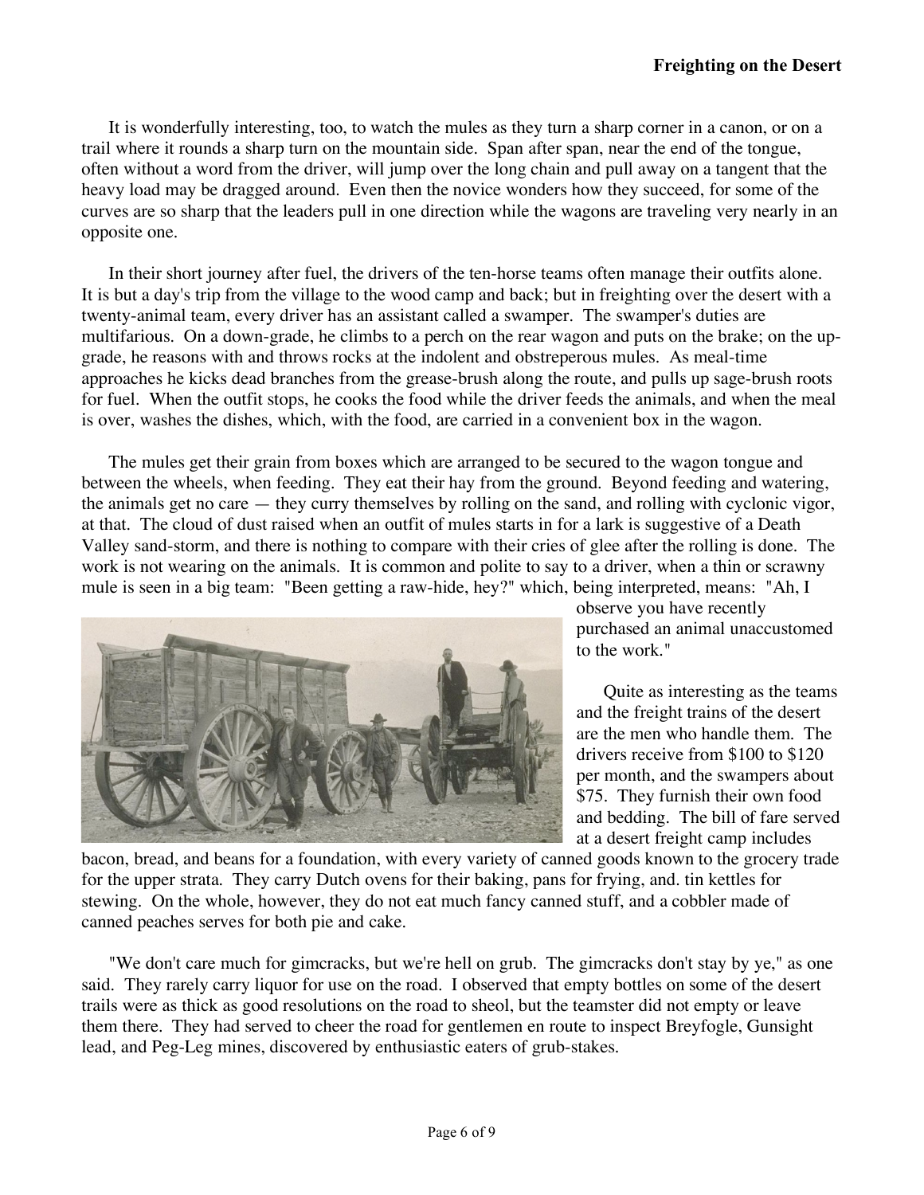It is wonderfully interesting, too, to watch the mules as they turn a sharp corner in a canon, or on a trail where it rounds a sharp turn on the mountain side. Span after span, near the end of the tongue, often without a word from the driver, will jump over the long chain and pull away on a tangent that the heavy load may be dragged around. Even then the novice wonders how they succeed, for some of the curves are so sharp that the leaders pull in one direction while the wagons are traveling very nearly in an opposite one.

In their short journey after fuel, the drivers of the ten-horse teams often manage their outfits alone. It is but a day's trip from the village to the wood camp and back; but in freighting over the desert with a twenty-animal team, every driver has an assistant called a swamper. The swamper's duties are multifarious. On a down-grade, he climbs to a perch on the rear wagon and puts on the brake; on the up-grade, he reasons with and throws rocks at the indolent and obstreperous mules. As meal-time approaches he kicks dead branches from the grease-brush along the route, and pulls up sage-brush roots for fuel. When the outfit stops, he cooks the food while the driver feeds the animals, and when the meal is over, washes the dishes, which, with the food, are carried in a convenient box in the wagon.

The mules get their grain from boxes which are arranged to be secured to the wagon tongue and between the wheels, when feeding. They eat their hay from the ground. Beyond feeding and watering, the animals get no care — they curry themselves by rolling on the sand, and rolling with cyclonic vigor, at that. The cloud of dust raised when an outfit of mules starts in for a lark is suggestive of a Death Valley sand-storm, and there is nothing to compare with their cries of glee after the rolling is done. The work is not wearing on the animals. It is common and polite to say to a driver, when a thin or scrawny mule is seen in a big team: "Been getting a raw-hide, hey?" which, being interpreted, means: "Ah, I observe you have recently purchased an animal unaccustomed to the work."

Quite as interesting as the teams and the freight trains of the desert are the men who handle them. The drivers receive from $100 to $120 per month, and the swampers about $75. They furnish their own food and bedding. The bill of fare served at a desert freight camp includes bacon, bread, and beans for a foundation, with every variety of canned goods known to the grocery trade for the upper strata. They carry Dutch ovens for their baking, pans for frying, and. tin kettles for stewing. On the whole, however, they do not eat much fancy canned stuff, and a cobbler made of canned peaches serves for both pie and cake.

"We don't care much for gimcracks, but we're hell on grub. The gimcracks don't stay by ye," as one said. They rarely carry liquor for use on the road. I observed that empty bottles on some of the desert trails were as thick as good resolutions on the road to sheol, but the teamster did not empty or leave them there. They had served to cheer the road for gentlemen en route to inspect Breyfogle, Gunsight lead, and Peg-Leg mines, discovered by enthusiastic eaters of grub-stakes.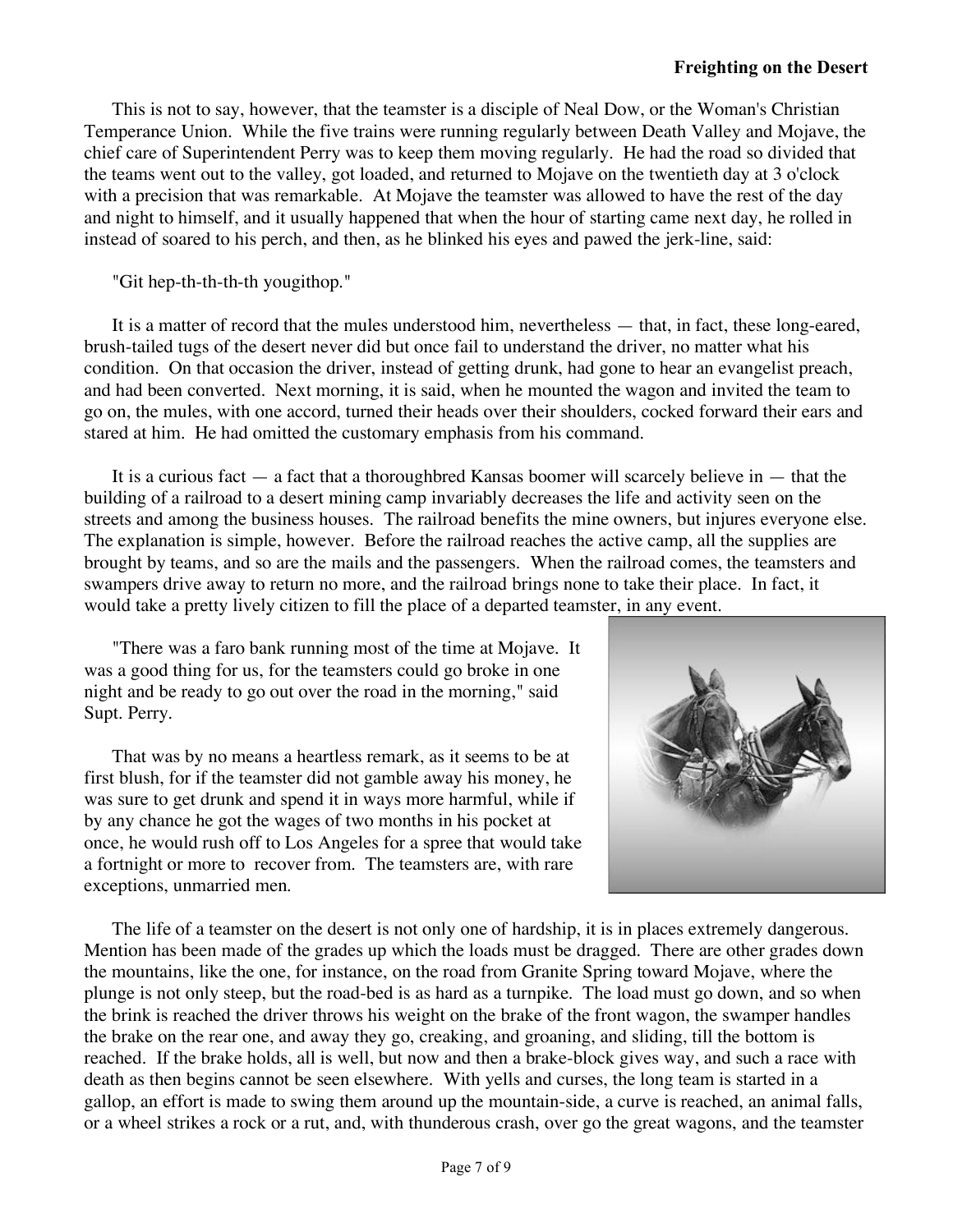This is not to say, however, that the teamster is a disciple of Neal Dow, or the Woman's Christian Temperance Union. While the five trains were running regularly between Death Valley and Mojave, the chief care of Superintendent Perry was to keep them moving regularly. He had the road so divided that the teams went out to the valley, got loaded, and returned to Mojave on the twentieth day at 3 o'clock with a precision that was remarkable. At Mojave the teamster was allowed to have the rest of the day and night to himself, and it usually happened that when the hour of starting came next day, he rolled in instead of soared to his perch, and then, as he blinked his eyes and pawed the jerk-line, said:

"Git hep-th-th-th-th yougithop."

It is a matter of record that the mules understood him, nevertheless — that, in fact, these long-eared, brush-tailed tugs of the desert never did but once fail to understand the driver, no matter what his condition. On that occasion the driver, instead of getting drunk, had gone to hear an evangelist preach, and had been converted. Next morning, it is said, when he mounted the wagon and invited the team to go on, the mules, with one accord, turned their heads over their shoulders, cocked forward their ears and stared at him. He had omitted the customary emphasis from his command.

It is a curious fact — a fact that a thoroughbred Kansas boomer will scarcely believe in — that the building of a railroad to a desert mining camp invariably decreases the life and activity seen on the streets and among the business houses. The railroad benefits the mine owners, but injures everyone else. The explanation is simple, however. Before the railroad reaches the active camp, all the supplies are brought by teams, and so are the mails and the passengers. When the railroad comes, the teamsters and swampers drive away to return no more, and the railroad brings none to take their place. In fact, it would take a pretty lively citizen to fill the place of a departed teamster, in any event.

"There was a faro bank running most of the time at Mojave. It was a good thing for us, for the teamsters could go broke in one night and be ready to go out over the road in the morning," said Supt. Perry.

That was by no means a heartless remark, as it seems to be at first blush, for if the teamster did not gamble away his money, he was sure to get drunk and spend it in ways more harmful, while if by any chance he got the wages of two months in his pocket at once, he would rush off to Los Angeles for a spree that would take a fortnight or more to recover from. The teamsters are, with rare exceptions, unmarried men.

The life of a teamster on the desert is not only one of hardship, it is in places extremely dangerous. Mention has been made of the grades up which the loads must be dragged. There are other grades down the mountains, like the one, for instance, on the road from Granite Spring toward Mojave, where the plunge is not only steep, but the road-bed is as hard as a turnpike. The load must go down, and so when the brink is reached the driver throws his weight on the brake of the front wagon, the swamper handles the brake on the rear one, and away they go, creaking, and groaning, and sliding, till the bottom is reached. If the brake holds, all is well, but now and then a brake-block gives way, and such a race with death as then begins cannot be seen elsewhere. With yells and curses, the long team is started in a gallop, an effort is made to swing them around up the mountain-side, a curve is reached, an animal falls, or a wheel strikes a rock or a rut, and, with thunderous crash, over go the great wagons, and the teamster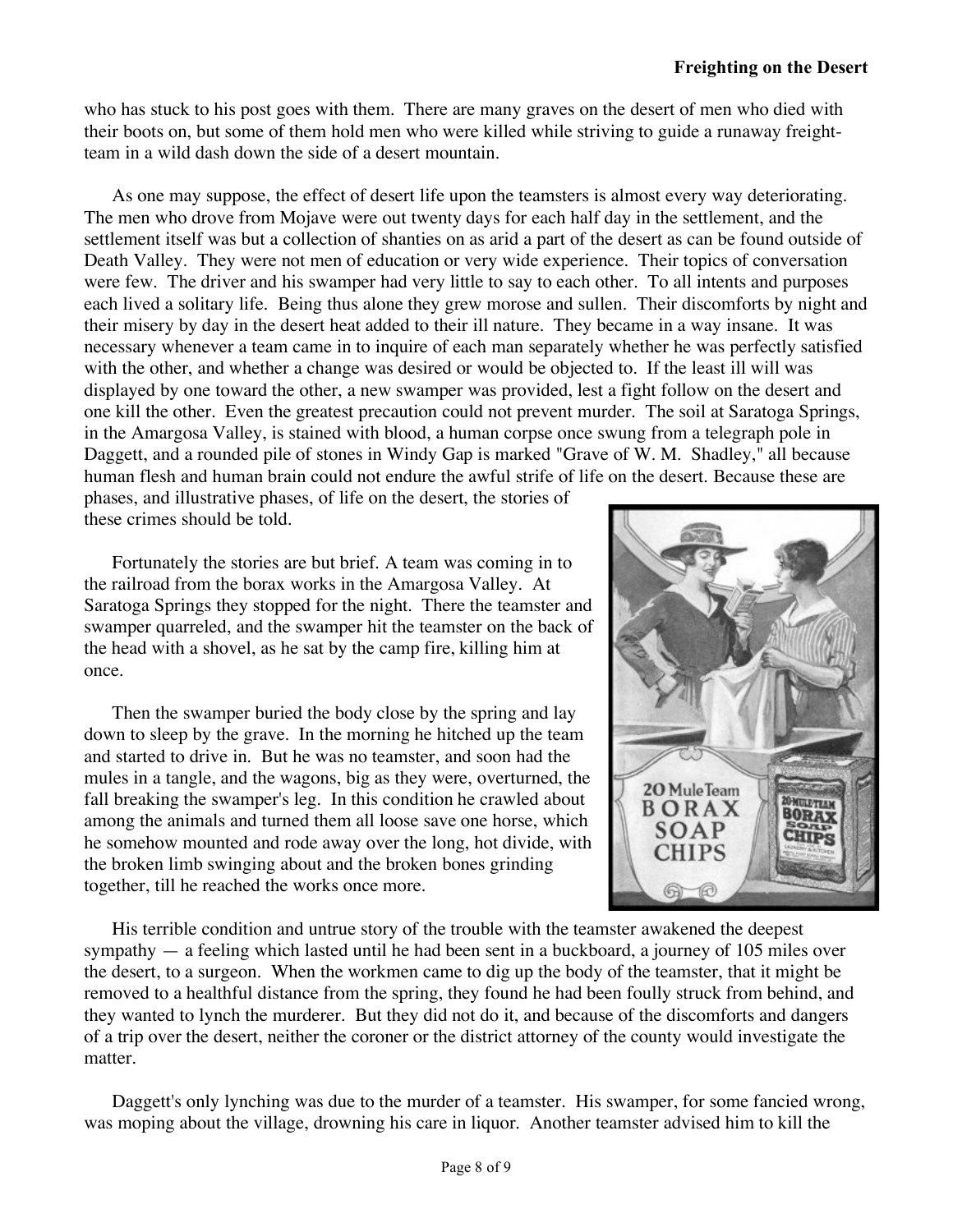who has stuck to his post goes with them. There are many graves on the desert of men who died with their boots on, but some of them hold men who were killed while striving to guide a runaway freight-team in a wild dash down the side of a desert mountain.

As one may suppose, the effect of desert life upon the teamsters is almost every way deteriorating. The men who drove from Mojave were out twenty days for each half day in the settlement, and the settlement itself was but a collection of shanties on as arid a part of the desert as can be found outside of Death Valley. They were not men of education or very wide experience. Their topics of conversation were few. The driver and his swamper had very little to say to each other. To all intents and purposes each lived a solitary life. Being thus alone they grew morose and sullen. Their discomforts by night and their misery by day in the desert heat added to their ill nature. They became in a way insane. It was necessary whenever a team came in to inquire of each man separately whether he was perfectly satisfied with the other, and whether a change was desired or would be objected to. If the least ill will was displayed by one toward the other, a new swamper was provided, lest a fight follow on the desert and one kill the other. Even the greatest precaution could not prevent murder. The soil at Saratoga Springs, in the Amargosa Valley, is stained with blood, a human corpse once swung from a telegraph pole in Daggett, and a rounded pile of stones in Windy Gap is marked "Grave of W. M. Shadley," all because human flesh and human brain could not endure the awful strife of life on the desert. Because these are phases, and illustrative phases, of life on the desert, the stories of these crimes should be told.

Fortunately the stories are but brief. A team was coming in to the railroad from the borax works in the Amargosa Valley. At Saratoga Springs they stopped for the night. There the teamster and swamper quarreled, and the swamper hit the teamster on the back of the head with a shovel, as he sat by the camp fire, killing him at once.

Then the swamper buried the body close by the spring and lay down to sleep by the grave. In the morning he hitched up the team and started to drive in. But he was no teamster, and soon had the mules in a tangle, and the wagons, big as they were, overturned, the fall breaking the swamper's leg. In this condition he crawled about among the animals and turned them all loose save one horse, which he somehow mounted and rode away over the long, hot divide, with the broken limb swinging about and the broken bones grinding together, till he reached the works once more.

His terrible condition and untrue story of the trouble with the teamster awakened the deepest sympathy — a feeling which lasted until he had been sent in a buckboard, a journey of 105 miles over the desert, to a surgeon. When the workmen came to dig up the body of the teamster, that it might be removed to a healthful distance from the spring, they found he had been foully struck from behind, and they wanted to lynch the murderer. But they did not do it, and because of the discomforts and dangers of a trip over the desert, neither the coroner or the district attorney of the county would investigate the matter.

Daggett's only lynching was due to the murder of a teamster. His swamper, for some fancied wrong, was moping about the village, drowning his care in liquor. Another teamster advised him to kill the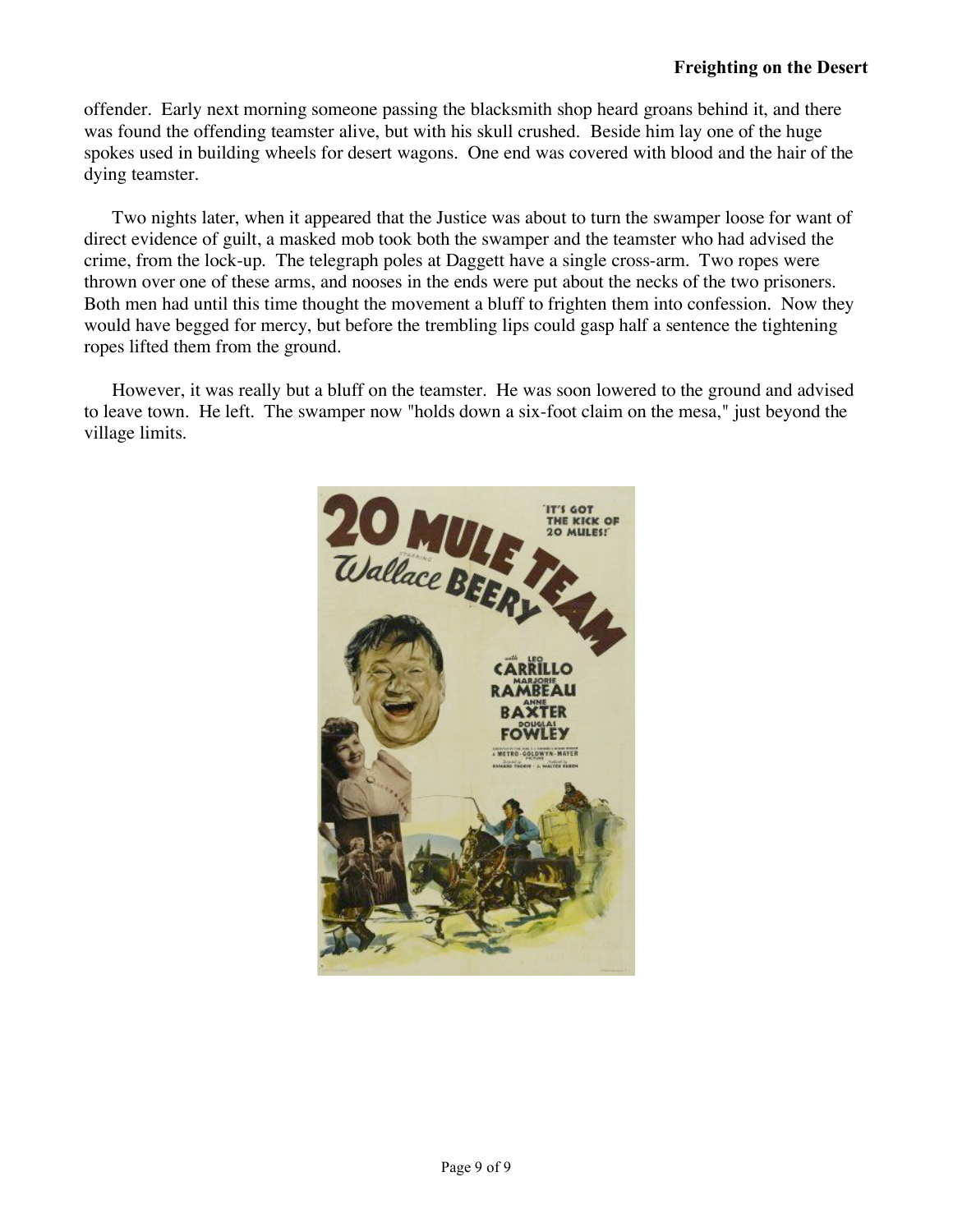offender. Early next morning someone passing the blacksmith shop heard groans behind it, and there was found the offending teamster alive, but with his skull crushed. Beside him lay one of the huge spokes used in building wheels for desert wagons. One end was covered with blood and the hair of the dying teamster.

Two nights later, when it appeared that the Justice was about to turn the swamper loose for want of direct evidence of guilt, a masked mob took both the swamper and the teamster who had advised the crime, from the lock-up. The telegraph poles at Daggett have a single cross-arm. Two ropes were thrown over one of these arms, and nooses in the ends were put about the necks of the two prisoners. Both men had until this time thought the movement a bluff to frighten them into confession. Now they would have begged for mercy, but before the trembling lips could gasp half a sentence the tightening ropes lifted them from the ground.

However, it was really but a bluff on the teamster. He was soon lowered to the ground and advised to leave town. He left. The swamper now "holds down a six-foot claim on the mesa," just beyond the village limits.